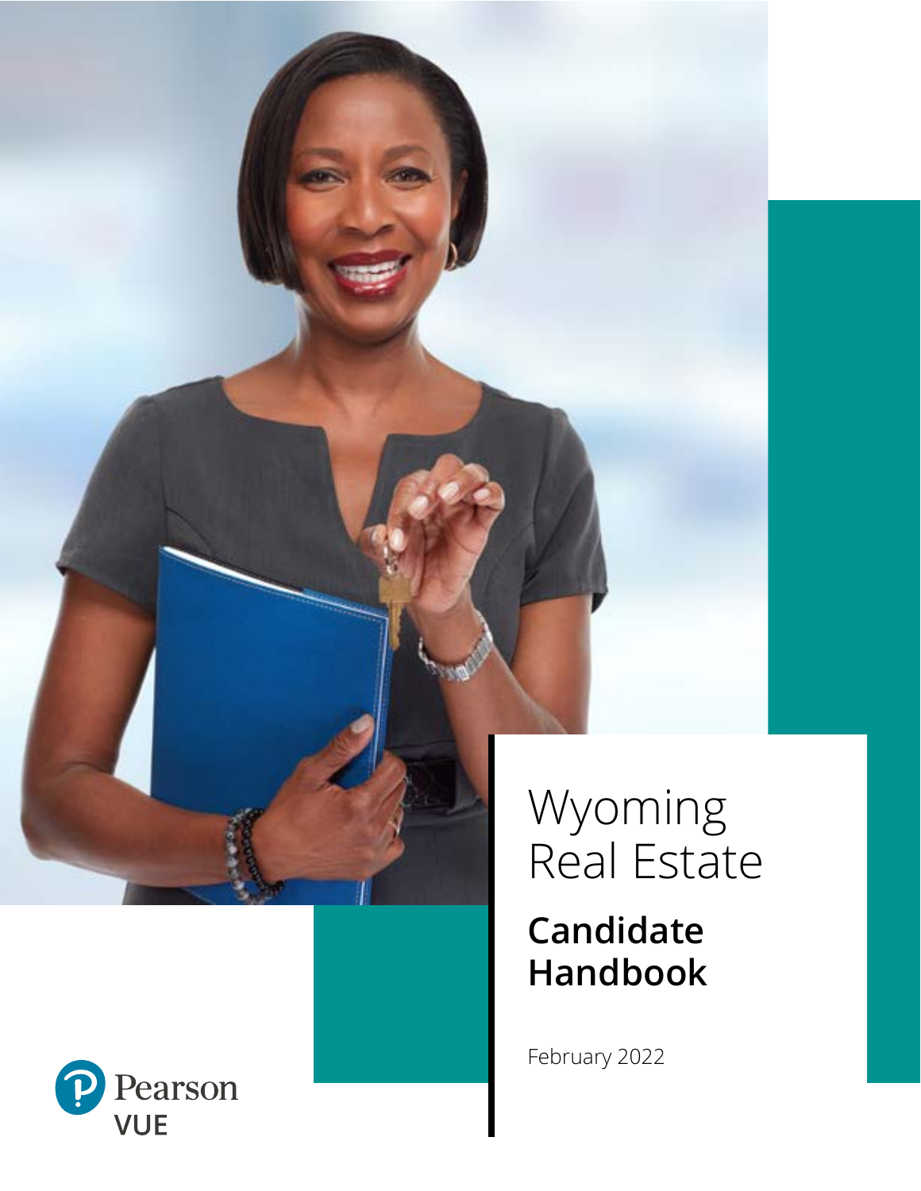# Wyoming Real Estate

## Candidate Handbook

February 2022

Pearson VUE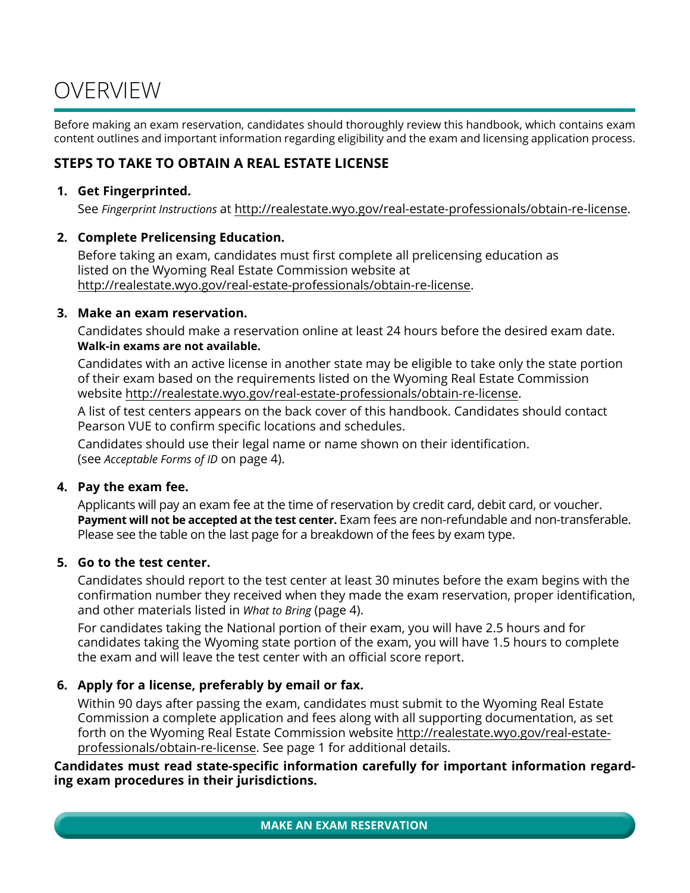# OVERVIEW

Before making an exam reservation, candidates should thoroughly review this handbook, which contains exam content outlines and important information regarding eligibility and the exam and licensing application process.

## STEPS TO TAKE TO OBTAIN A REAL ESTATE LICENSE

1. **Get Fingerprinted.**

   See *Fingerprint Instructions* at http://realestate.wyo.gov/real-estate-professionals/obtain-re-license.

2. **Complete Prelicensing Education.**

   Before taking an exam, candidates must first complete all prelicensing education as listed on the Wyoming Real Estate Commission website at http://realestate.wyo.gov/real-estate-professionals/obtain-re-license.

3. **Make an exam reservation.**

   Candidates should make a reservation online at least 24 hours before the desired exam date. **Walk-in exams are not available.**

   Candidates with an active license in another state may be eligible to take only the state portion of their exam based on the requirements listed on the Wyoming Real Estate Commission website http://realestate.wyo.gov/real-estate-professionals/obtain-re-license.

   A list of test centers appears on the back cover of this handbook. Candidates should contact Pearson VUE to confirm specific locations and schedules.

   Candidates should use their legal name or name shown on their identification. (see *Acceptable Forms of ID* on page 4).

4. **Pay the exam fee.**

   Applicants will pay an exam fee at the time of reservation by credit card, debit card, or voucher. **Payment will not be accepted at the test center.** Exam fees are non-refundable and non-transferable. Please see the table on the last page for a breakdown of the fees by exam type.

5. **Go to the test center.**

   Candidates should report to the test center at least 30 minutes before the exam begins with the confirmation number they received when they made the exam reservation, proper identification, and other materials listed in *What to Bring* (page 4).

   For candidates taking the National portion of their exam, you will have 2.5 hours and for candidates taking the Wyoming state portion of the exam, you will have 1.5 hours to complete the exam and will leave the test center with an official score report.

6. **Apply for a license, preferably by email or fax.**

   Within 90 days after passing the exam, candidates must submit to the Wyoming Real Estate Commission a complete application and fees along with all supporting documentation, as set forth on the Wyoming Real Estate Commission website http://realestate.wyo.gov/real-estate-professionals/obtain-re-license. See page 1 for additional details.

**Candidates must read state-specific information carefully for important information regarding exam procedures in their jurisdictions.**

**MAKE AN EXAM RESERVATION**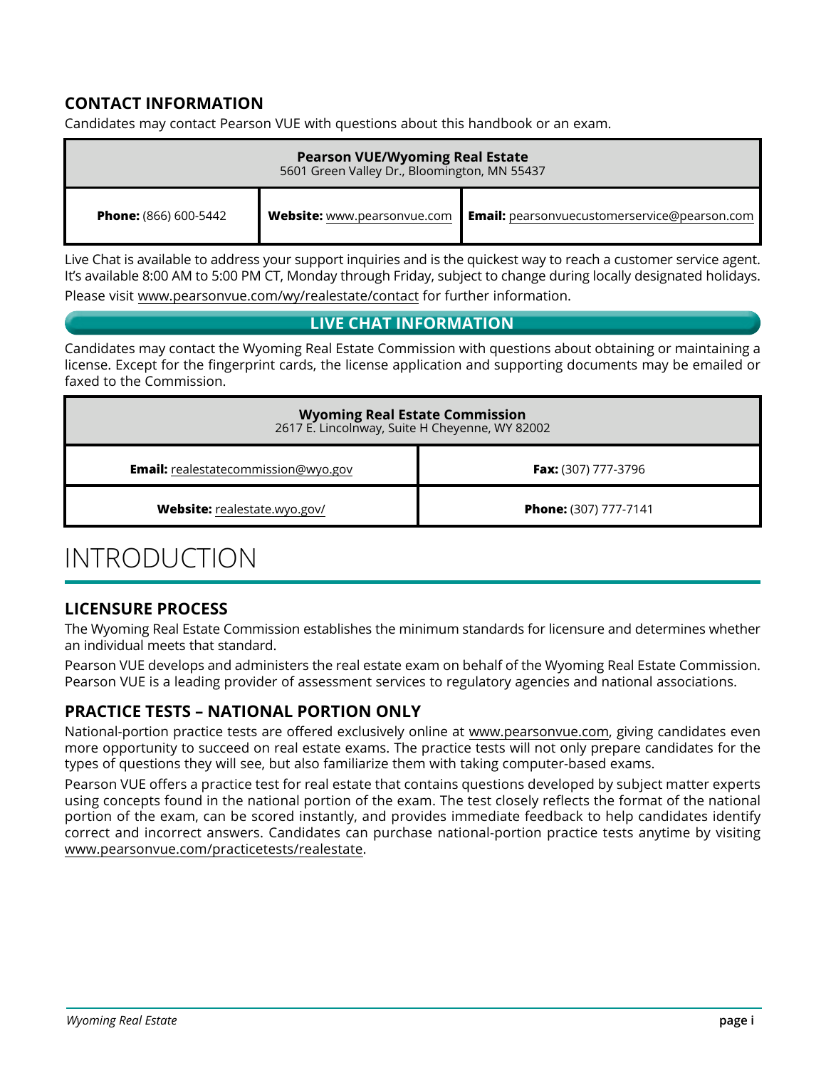## CONTACT INFORMATION

Candidates may contact Pearson VUE with questions about this handbook or an exam.

| **Pearson VUE/Wyoming Real Estate** 5601 Green Valley Dr., Bloomington, MN 55437 | | |
|---|---|---|
| **Phone:** (866) 600-5442 | **Website:** www.pearsonvue.com | **Email:** pearsonvuecustomerservice@pearson.com |

Live Chat is available to address your support inquiries and is the quickest way to reach a customer service agent. It's available 8:00 AM to 5:00 PM CT, Monday through Friday, subject to change during locally designated holidays.

Please visit www.pearsonvue.com/wy/realestate/contact for further information.

**LIVE CHAT INFORMATION**

Candidates may contact the Wyoming Real Estate Commission with questions about obtaining or maintaining a license. Except for the fingerprint cards, the license application and supporting documents may be emailed or faxed to the Commission.

| **Wyoming Real Estate Commission** 2617 E. Lincolnway, Suite H Cheyenne, WY 82002 | |
|---|---|
| **Email:** realestatecommission@wyo.gov | **Fax:** (307) 777-3796 |
| **Website:** realestate.wyo.gov/ | **Phone:** (307) 777-7141 |

# INTRODUCTION

## LICENSURE PROCESS

The Wyoming Real Estate Commission establishes the minimum standards for licensure and determines whether an individual meets that standard.

Pearson VUE develops and administers the real estate exam on behalf of the Wyoming Real Estate Commission. Pearson VUE is a leading provider of assessment services to regulatory agencies and national associations.

## PRACTICE TESTS – NATIONAL PORTION ONLY

National-portion practice tests are offered exclusively online at www.pearsonvue.com, giving candidates even more opportunity to succeed on real estate exams. The practice tests will not only prepare candidates for the types of questions they will see, but also familiarize them with taking computer-based exams.

Pearson VUE offers a practice test for real estate that contains questions developed by subject matter experts using concepts found in the national portion of the exam. The test closely reflects the format of the national portion of the exam, can be scored instantly, and provides immediate feedback to help candidates identify correct and incorrect answers. Candidates can purchase national-portion practice tests anytime by visiting www.pearsonvue.com/practicetests/realestate.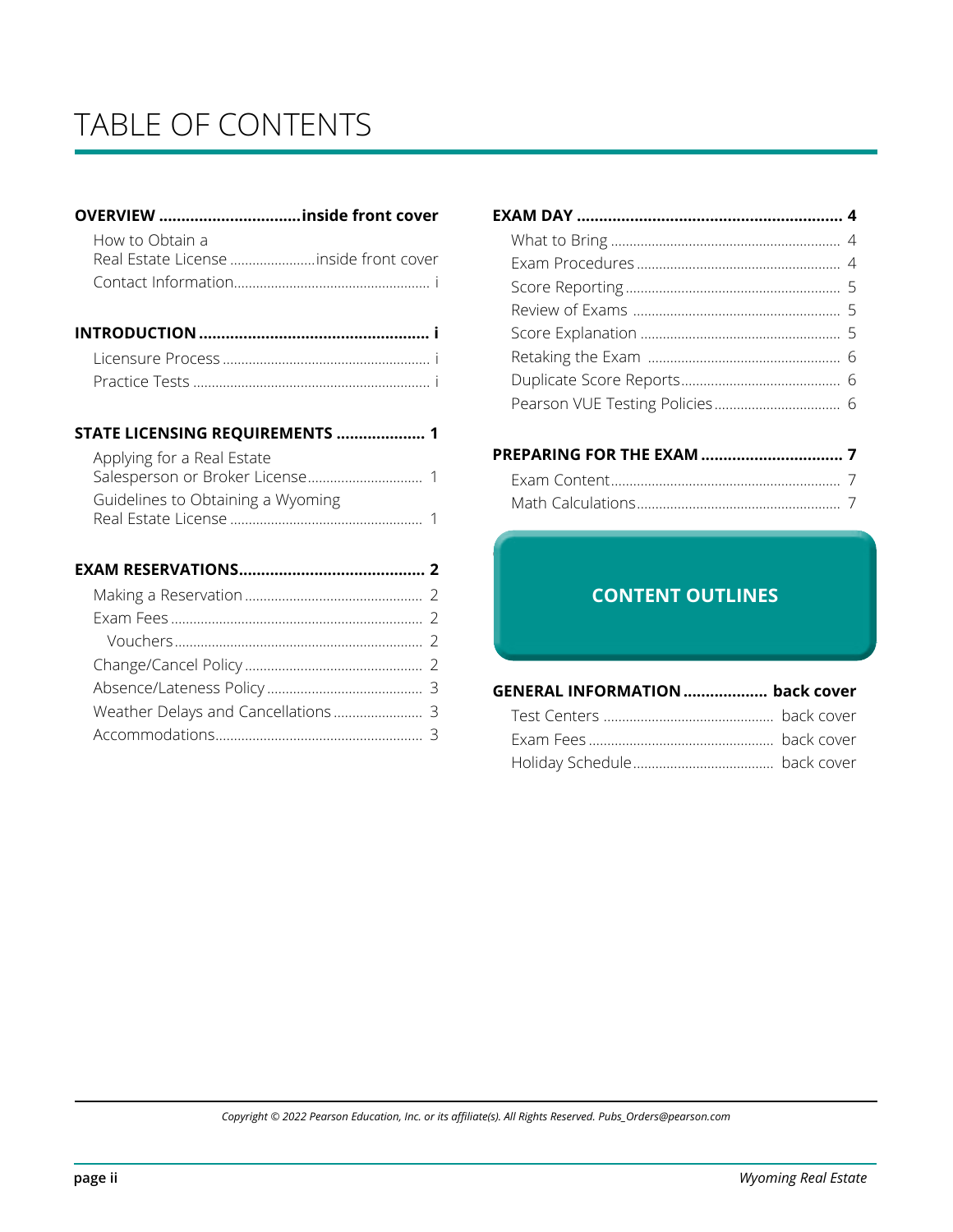# TABLE OF CONTENTS

**OVERVIEW ................................inside front cover**

- How to Obtain a Real Estate License .......................inside front cover
- Contact Information..................................................... i

**INTRODUCTION ................................................... i**

- Licensure Process ........................................................ i
- Practice Tests ................................................................ i

**STATE LICENSING REQUIREMENTS .................... 1**

- Applying for a Real Estate Salesperson or Broker License............................... 1
- Guidelines to Obtaining a Wyoming Real Estate License .................................................... 1

**EXAM RESERVATIONS.......................................... 2**

- Making a Reservation ................................................ 2
- Exam Fees .................................................................... 2
  - Vouchers ................................................................... 2
- Change/Cancel Policy ................................................ 2
- Absence/Lateness Policy .......................................... 3
- Weather Delays and Cancellations ........................ 3
- Accommodations........................................................ 3

**EXAM DAY ............................................................ 4**

- What to Bring ............................................................. 4
- Exam Procedures ...................................................... 4
- Score Reporting ......................................................... 5
- Review of Exams ....................................................... 5
- Score Explanation ..................................................... 5
- Retaking the Exam .................................................... 6
- Duplicate Score Reports........................................... 6
- Pearson VUE Testing Policies.................................. 6

**PREPARING FOR THE EXAM ................................ 7**

- Exam Content............................................................. 7
- Math Calculations...................................................... 7

**CONTENT OUTLINES**

**GENERAL INFORMATION .................. back cover**

- Test Centers .............................................. back cover
- Exam Fees .................................................. back cover
- Holiday Schedule...................................... back cover

*Copyright © 2022 Pearson Education, Inc. or its affiliate(s). All Rights Reserved. Pubs_Orders@pearson.com*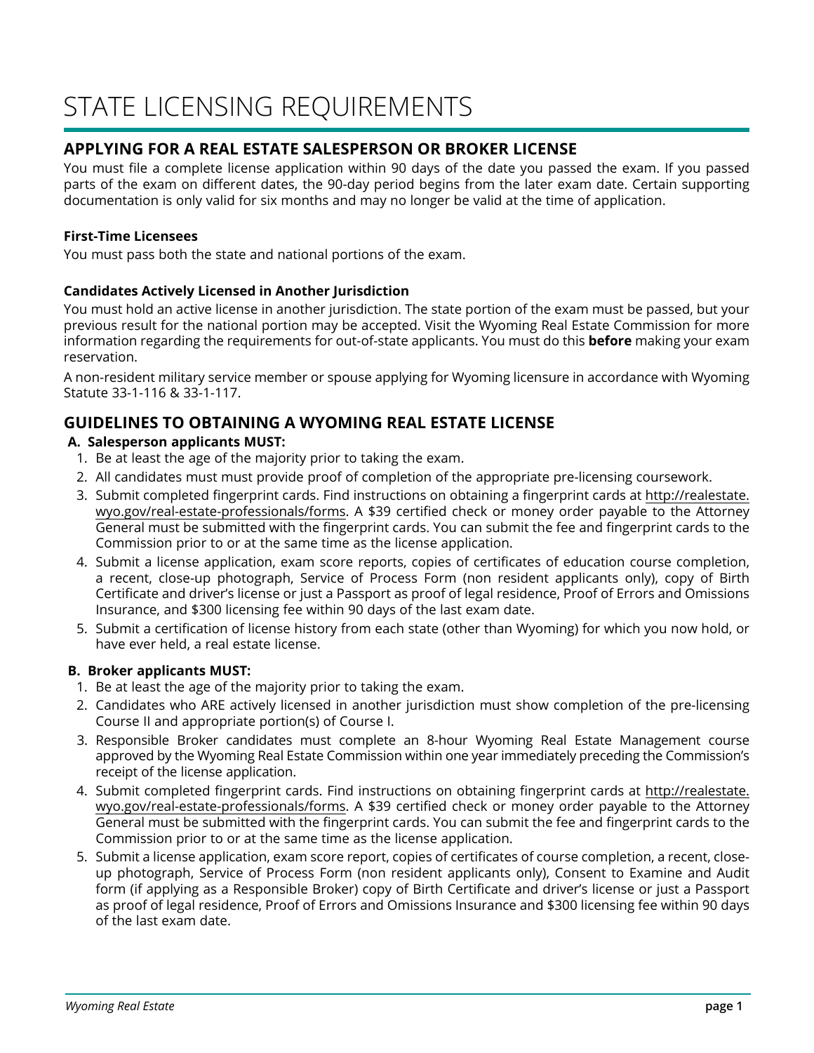# STATE LICENSING REQUIREMENTS

## APPLYING FOR A REAL ESTATE SALESPERSON OR BROKER LICENSE

You must file a complete license application within 90 days of the date you passed the exam. If you passed parts of the exam on different dates, the 90-day period begins from the later exam date. Certain supporting documentation is only valid for six months and may no longer be valid at the time of application.

### First-Time Licensees

You must pass both the state and national portions of the exam.

### Candidates Actively Licensed in Another Jurisdiction

You must hold an active license in another jurisdiction. The state portion of the exam must be passed, but your previous result for the national portion may be accepted. Visit the Wyoming Real Estate Commission for more information regarding the requirements for out-of-state applicants. You must do this **before** making your exam reservation.

A non-resident military service member or spouse applying for Wyoming licensure in accordance with Wyoming Statute 33-1-116 & 33-1-117.

## GUIDELINES TO OBTAINING A WYOMING REAL ESTATE LICENSE

**A. Salesperson applicants MUST:**

1. Be at least the age of the majority prior to taking the exam.
2. All candidates must must provide proof of completion of the appropriate pre-licensing coursework.
3. Submit completed fingerprint cards. Find instructions on obtaining a fingerprint cards at http://realestate.wyo.gov/real-estate-professionals/forms. A $39 certified check or money order payable to the Attorney General must be submitted with the fingerprint cards. You can submit the fee and fingerprint cards to the Commission prior to or at the same time as the license application.
4. Submit a license application, exam score reports, copies of certificates of education course completion, a recent, close-up photograph, Service of Process Form (non resident applicants only), copy of Birth Certificate and driver's license or just a Passport as proof of legal residence, Proof of Errors and Omissions Insurance, and $300 licensing fee within 90 days of the last exam date.
5. Submit a certification of license history from each state (other than Wyoming) for which you now hold, or have ever held, a real estate license.

**B. Broker applicants MUST:**

1. Be at least the age of the majority prior to taking the exam.
2. Candidates who ARE actively licensed in another jurisdiction must show completion of the pre-licensing Course II and appropriate portion(s) of Course I.
3. Responsible Broker candidates must complete an 8-hour Wyoming Real Estate Management course approved by the Wyoming Real Estate Commission within one year immediately preceding the Commission's receipt of the license application.
4. Submit completed fingerprint cards. Find instructions on obtaining fingerprint cards at http://realestate.wyo.gov/real-estate-professionals/forms. A $39 certified check or money order payable to the Attorney General must be submitted with the fingerprint cards. You can submit the fee and fingerprint cards to the Commission prior to or at the same time as the license application.
5. Submit a license application, exam score report, copies of certificates of course completion, a recent, close-up photograph, Service of Process Form (non resident applicants only), Consent to Examine and Audit form (if applying as a Responsible Broker) copy of Birth Certificate and driver's license or just a Passport as proof of legal residence, Proof of Errors and Omissions Insurance and $300 licensing fee within 90 days of the last exam date.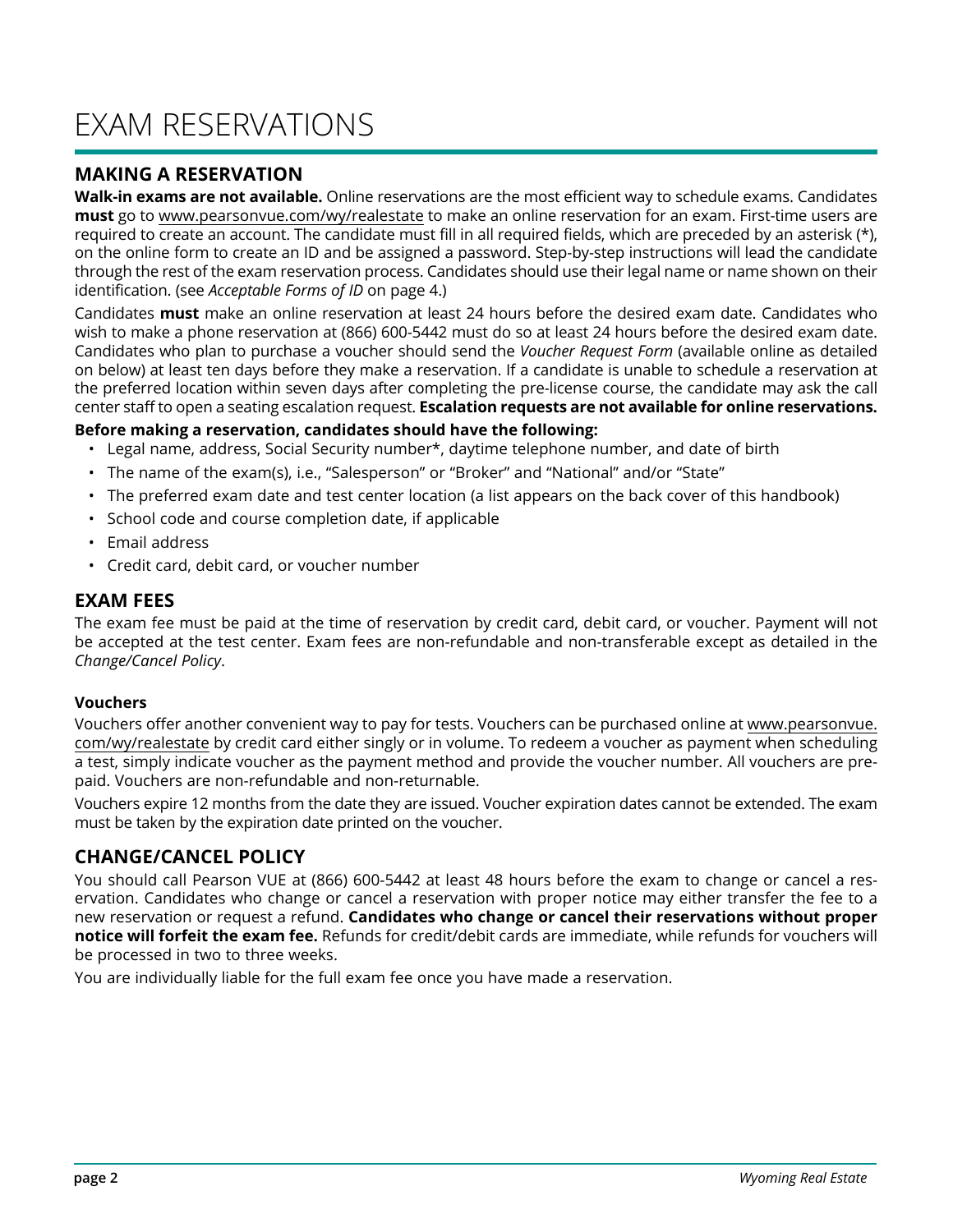# EXAM RESERVATIONS

## MAKING A RESERVATION

**Walk-in exams are not available.** Online reservations are the most efficient way to schedule exams. Candidates **must** go to www.pearsonvue.com/wy/realestate to make an online reservation for an exam. First-time users are required to create an account. The candidate must fill in all required fields, which are preceded by an asterisk (*), on the online form to create an ID and be assigned a password. Step-by-step instructions will lead the candidate through the rest of the exam reservation process. Candidates should use their legal name or name shown on their identification. (see *Acceptable Forms of ID* on page 4.)

Candidates **must** make an online reservation at least 24 hours before the desired exam date. Candidates who wish to make a phone reservation at (866) 600-5442 must do so at least 24 hours before the desired exam date. Candidates who plan to purchase a voucher should send the *Voucher Request Form* (available online as detailed on below) at least ten days before they make a reservation. If a candidate is unable to schedule a reservation at the preferred location within seven days after completing the pre-license course, the candidate may ask the call center staff to open a seating escalation request. **Escalation requests are not available for online reservations.**

**Before making a reservation, candidates should have the following:**

- Legal name, address, Social Security number*, daytime telephone number, and date of birth
- The name of the exam(s), i.e., "Salesperson" or "Broker" and "National" and/or "State"
- The preferred exam date and test center location (a list appears on the back cover of this handbook)
- School code and course completion date, if applicable
- Email address
- Credit card, debit card, or voucher number

## EXAM FEES

The exam fee must be paid at the time of reservation by credit card, debit card, or voucher. Payment will not be accepted at the test center. Exam fees are non-refundable and non-transferable except as detailed in the *Change/Cancel Policy*.

### Vouchers

Vouchers offer another convenient way to pay for tests. Vouchers can be purchased online at www.pearsonvue.com/wy/realestate by credit card either singly or in volume. To redeem a voucher as payment when scheduling a test, simply indicate voucher as the payment method and provide the voucher number. All vouchers are pre-paid. Vouchers are non-refundable and non-returnable.

Vouchers expire 12 months from the date they are issued. Voucher expiration dates cannot be extended. The exam must be taken by the expiration date printed on the voucher.

## CHANGE/CANCEL POLICY

You should call Pearson VUE at (866) 600-5442 at least 48 hours before the exam to change or cancel a reservation. Candidates who change or cancel a reservation with proper notice may either transfer the fee to a new reservation or request a refund. **Candidates who change or cancel their reservations without proper notice will forfeit the exam fee.** Refunds for credit/debit cards are immediate, while refunds for vouchers will be processed in two to three weeks.

You are individually liable for the full exam fee once you have made a reservation.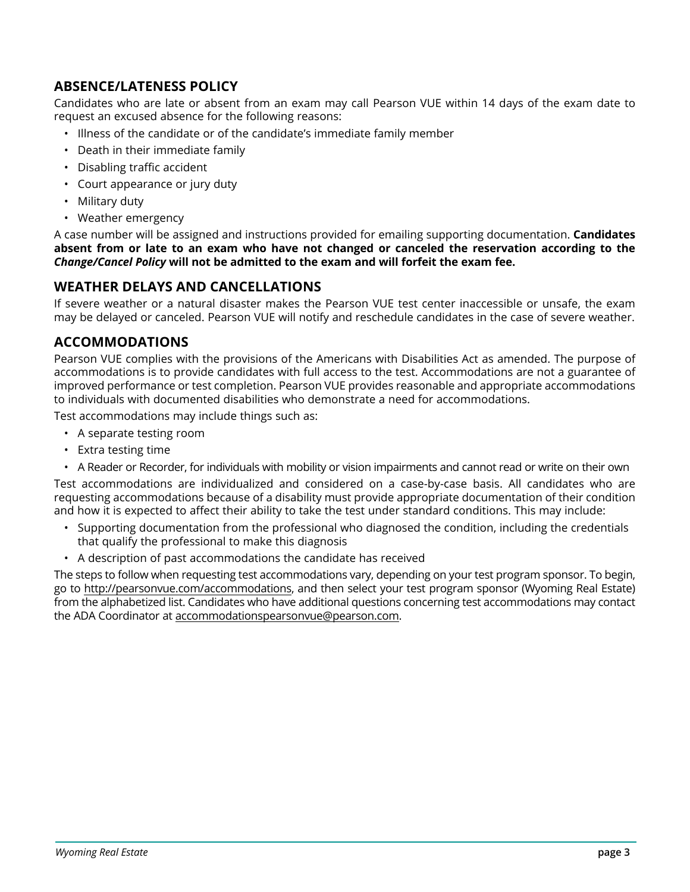## ABSENCE/LATENESS POLICY

Candidates who are late or absent from an exam may call Pearson VUE within 14 days of the exam date to request an excused absence for the following reasons:

- Illness of the candidate or of the candidate's immediate family member
- Death in their immediate family
- Disabling traffic accident
- Court appearance or jury duty
- Military duty
- Weather emergency

A case number will be assigned and instructions provided for emailing supporting documentation. **Candidates absent from or late to an exam who have not changed or canceled the reservation according to the *Change/Cancel Policy* will not be admitted to the exam and will forfeit the exam fee.**

## WEATHER DELAYS AND CANCELLATIONS

If severe weather or a natural disaster makes the Pearson VUE test center inaccessible or unsafe, the exam may be delayed or canceled. Pearson VUE will notify and reschedule candidates in the case of severe weather.

## ACCOMMODATIONS

Pearson VUE complies with the provisions of the Americans with Disabilities Act as amended. The purpose of accommodations is to provide candidates with full access to the test. Accommodations are not a guarantee of improved performance or test completion. Pearson VUE provides reasonable and appropriate accommodations to individuals with documented disabilities who demonstrate a need for accommodations.

Test accommodations may include things such as:

- A separate testing room
- Extra testing time
- A Reader or Recorder, for individuals with mobility or vision impairments and cannot read or write on their own

Test accommodations are individualized and considered on a case-by-case basis. All candidates who are requesting accommodations because of a disability must provide appropriate documentation of their condition and how it is expected to affect their ability to take the test under standard conditions. This may include:

- Supporting documentation from the professional who diagnosed the condition, including the credentials that qualify the professional to make this diagnosis
- A description of past accommodations the candidate has received

The steps to follow when requesting test accommodations vary, depending on your test program sponsor. To begin, go to http://pearsonvue.com/accommodations, and then select your test program sponsor (Wyoming Real Estate) from the alphabetized list. Candidates who have additional questions concerning test accommodations may contact the ADA Coordinator at accommodationspearsonvue@pearson.com.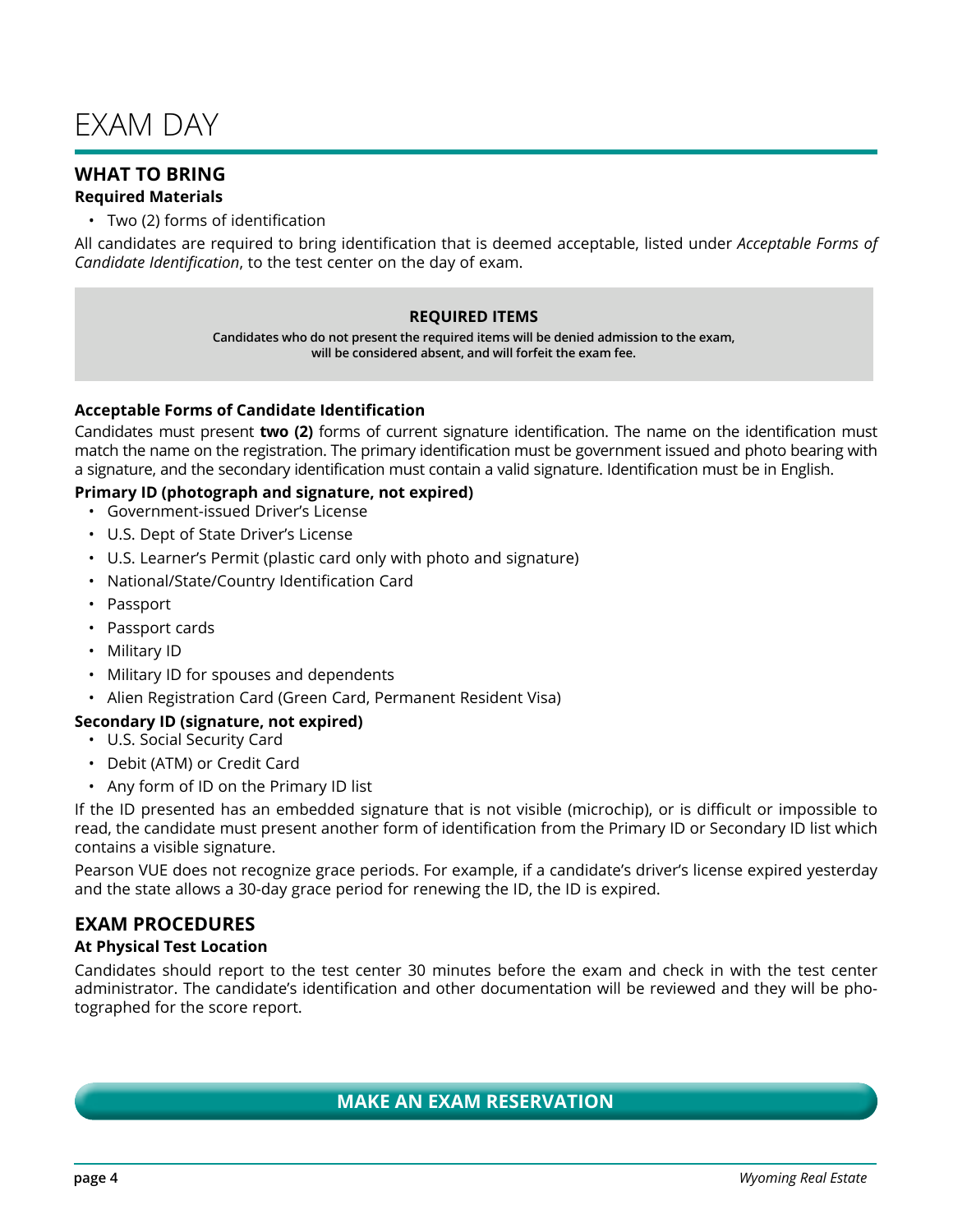# EXAM DAY

## WHAT TO BRING

### Required Materials

- Two (2) forms of identification

All candidates are required to bring identification that is deemed acceptable, listed under *Acceptable Forms of Candidate Identification*, to the test center on the day of exam.

**REQUIRED ITEMS**

**Candidates who do not present the required items will be denied admission to the exam, will be considered absent, and will forfeit the exam fee.**

### Acceptable Forms of Candidate Identification

Candidates must present **two (2)** forms of current signature identification. The name on the identification must match the name on the registration. The primary identification must be government issued and photo bearing with a signature, and the secondary identification must contain a valid signature. Identification must be in English.

**Primary ID (photograph and signature, not expired)**

- Government-issued Driver's License
- U.S. Dept of State Driver's License
- U.S. Learner's Permit (plastic card only with photo and signature)
- National/State/Country Identification Card
- Passport
- Passport cards
- Military ID
- Military ID for spouses and dependents
- Alien Registration Card (Green Card, Permanent Resident Visa)

**Secondary ID (signature, not expired)**

- U.S. Social Security Card
- Debit (ATM) or Credit Card
- Any form of ID on the Primary ID list

If the ID presented has an embedded signature that is not visible (microchip), or is difficult or impossible to read, the candidate must present another form of identification from the Primary ID or Secondary ID list which contains a visible signature.

Pearson VUE does not recognize grace periods. For example, if a candidate's driver's license expired yesterday and the state allows a 30-day grace period for renewing the ID, the ID is expired.

## EXAM PROCEDURES

### At Physical Test Location

Candidates should report to the test center 30 minutes before the exam and check in with the test center administrator. The candidate's identification and other documentation will be reviewed and they will be photographed for the score report.

**MAKE AN EXAM RESERVATION**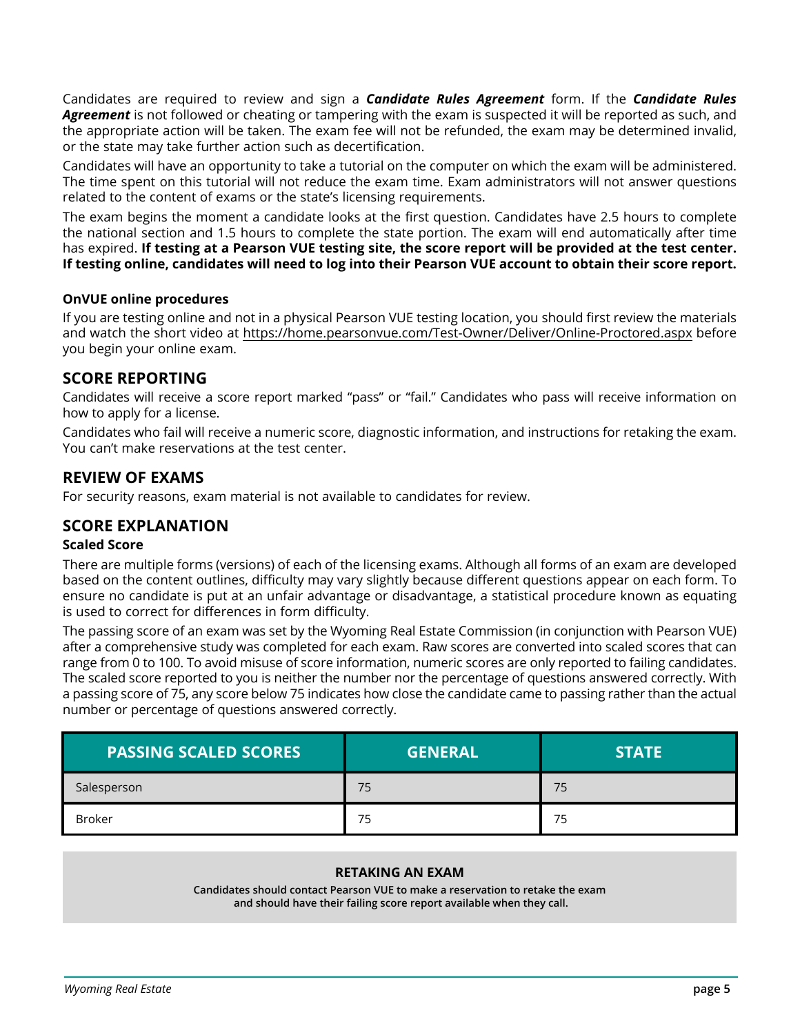Candidates are required to review and sign a ***Candidate Rules Agreement*** form. If the ***Candidate Rules Agreement*** is not followed or cheating or tampering with the exam is suspected it will be reported as such, and the appropriate action will be taken. The exam fee will not be refunded, the exam may be determined invalid, or the state may take further action such as decertification.

Candidates will have an opportunity to take a tutorial on the computer on which the exam will be administered. The time spent on this tutorial will not reduce the exam time. Exam administrators will not answer questions related to the content of exams or the state's licensing requirements.

The exam begins the moment a candidate looks at the first question. Candidates have 2.5 hours to complete the national section and 1.5 hours to complete the state portion. The exam will end automatically after time has expired. **If testing at a Pearson VUE testing site, the score report will be provided at the test center. If testing online, candidates will need to log into their Pearson VUE account to obtain their score report.**

#### OnVUE online procedures

If you are testing online and not in a physical Pearson VUE testing location, you should first review the materials and watch the short video at https://home.pearsonvue.com/Test-Owner/Deliver/Online-Proctored.aspx before you begin your online exam.

## SCORE REPORTING

Candidates will receive a score report marked "pass" or "fail." Candidates who pass will receive information on how to apply for a license.

Candidates who fail will receive a numeric score, diagnostic information, and instructions for retaking the exam. You can't make reservations at the test center.

## REVIEW OF EXAMS

For security reasons, exam material is not available to candidates for review.

## SCORE EXPLANATION

#### Scaled Score

There are multiple forms (versions) of each of the licensing exams. Although all forms of an exam are developed based on the content outlines, difficulty may vary slightly because different questions appear on each form. To ensure no candidate is put at an unfair advantage or disadvantage, a statistical procedure known as equating is used to correct for differences in form difficulty.

The passing score of an exam was set by the Wyoming Real Estate Commission (in conjunction with Pearson VUE) after a comprehensive study was completed for each exam. Raw scores are converted into scaled scores that can range from 0 to 100. To avoid misuse of score information, numeric scores are only reported to failing candidates. The scaled score reported to you is neither the number nor the percentage of questions answered correctly. With a passing score of 75, any score below 75 indicates how close the candidate came to passing rather than the actual number or percentage of questions answered correctly.

| PASSING SCALED SCORES | GENERAL | STATE |
|---|---|---|
| Salesperson | 75 | 75 |
| Broker | 75 | 75 |

#### RETAKING AN EXAM

**Candidates should contact Pearson VUE to make a reservation to retake the exam and should have their failing score report available when they call.**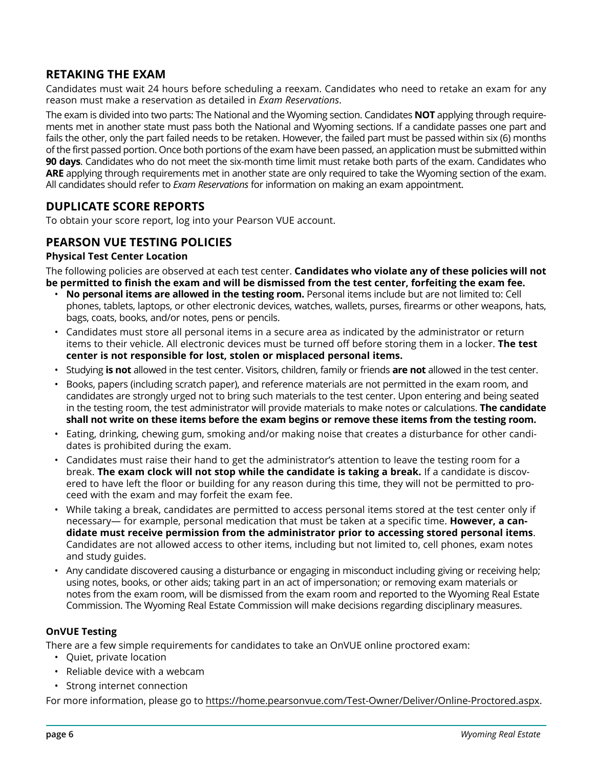## RETAKING THE EXAM

Candidates must wait 24 hours before scheduling a reexam. Candidates who need to retake an exam for any reason must make a reservation as detailed in *Exam Reservations*.

The exam is divided into two parts: The National and the Wyoming section. Candidates **NOT** applying through requirements met in another state must pass both the National and Wyoming sections. If a candidate passes one part and fails the other, only the part failed needs to be retaken. However, the failed part must be passed within six (6) months of the first passed portion. Once both portions of the exam have been passed, an application must be submitted within **90 days**. Candidates who do not meet the six-month time limit must retake both parts of the exam. Candidates who **ARE** applying through requirements met in another state are only required to take the Wyoming section of the exam. All candidates should refer to *Exam Reservations* for information on making an exam appointment.

## DUPLICATE SCORE REPORTS

To obtain your score report, log into your Pearson VUE account.

## PEARSON VUE TESTING POLICIES

### Physical Test Center Location

The following policies are observed at each test center. **Candidates who violate any of these policies will not be permitted to finish the exam and will be dismissed from the test center, forfeiting the exam fee.**

- **No personal items are allowed in the testing room.** Personal items include but are not limited to: Cell phones, tablets, laptops, or other electronic devices, watches, wallets, purses, firearms or other weapons, hats, bags, coats, books, and/or notes, pens or pencils.
- Candidates must store all personal items in a secure area as indicated by the administrator or return items to their vehicle. All electronic devices must be turned off before storing them in a locker. **The test center is not responsible for lost, stolen or misplaced personal items.**
- Studying **is not** allowed in the test center. Visitors, children, family or friends **are not** allowed in the test center.
- Books, papers (including scratch paper), and reference materials are not permitted in the exam room, and candidates are strongly urged not to bring such materials to the test center. Upon entering and being seated in the testing room, the test administrator will provide materials to make notes or calculations. **The candidate shall not write on these items before the exam begins or remove these items from the testing room.**
- Eating, drinking, chewing gum, smoking and/or making noise that creates a disturbance for other candidates is prohibited during the exam.
- Candidates must raise their hand to get the administrator's attention to leave the testing room for a break. **The exam clock will not stop while the candidate is taking a break.** If a candidate is discovered to have left the floor or building for any reason during this time, they will not be permitted to proceed with the exam and may forfeit the exam fee.
- While taking a break, candidates are permitted to access personal items stored at the test center only if necessary— for example, personal medication that must be taken at a specific time. **However, a candidate must receive permission from the administrator prior to accessing stored personal items**. Candidates are not allowed access to other items, including but not limited to, cell phones, exam notes and study guides.
- Any candidate discovered causing a disturbance or engaging in misconduct including giving or receiving help; using notes, books, or other aids; taking part in an act of impersonation; or removing exam materials or notes from the exam room, will be dismissed from the exam room and reported to the Wyoming Real Estate Commission. The Wyoming Real Estate Commission will make decisions regarding disciplinary measures.

### OnVUE Testing

There are a few simple requirements for candidates to take an OnVUE online proctored exam:

- Quiet, private location
- Reliable device with a webcam
- Strong internet connection

For more information, please go to https://home.pearsonvue.com/Test-Owner/Deliver/Online-Proctored.aspx.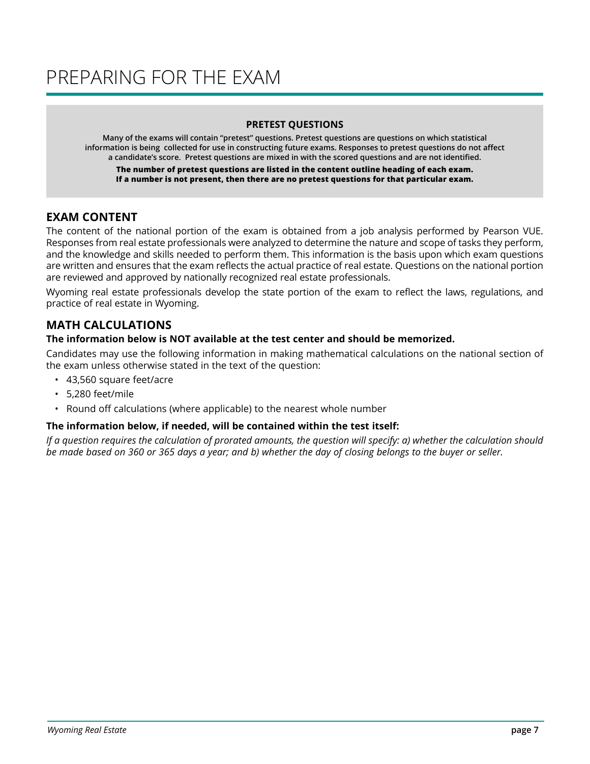# PREPARING FOR THE EXAM

**PRETEST QUESTIONS**

**Many of the exams will contain "pretest" questions. Pretest questions are questions on which statistical information is being collected for use in constructing future exams. Responses to pretest questions do not affect a candidate's score. Pretest questions are mixed in with the scored questions and are not identified.**

**The number of pretest questions are listed in the content outline heading of each exam. If a number is not present, then there are no pretest questions for that particular exam.**

## EXAM CONTENT

The content of the national portion of the exam is obtained from a job analysis performed by Pearson VUE. Responses from real estate professionals were analyzed to determine the nature and scope of tasks they perform, and the knowledge and skills needed to perform them. This information is the basis upon which exam questions are written and ensures that the exam reflects the actual practice of real estate. Questions on the national portion are reviewed and approved by nationally recognized real estate professionals.

Wyoming real estate professionals develop the state portion of the exam to reflect the laws, regulations, and practice of real estate in Wyoming.

## MATH CALCULATIONS

**The information below is NOT available at the test center and should be memorized.**

Candidates may use the following information in making mathematical calculations on the national section of the exam unless otherwise stated in the text of the question:

- 43,560 square feet/acre
- 5,280 feet/mile
- Round off calculations (where applicable) to the nearest whole number

**The information below, if needed, will be contained within the test itself:**

*If a question requires the calculation of prorated amounts, the question will specify: a) whether the calculation should be made based on 360 or 365 days a year; and b) whether the day of closing belongs to the buyer or seller.*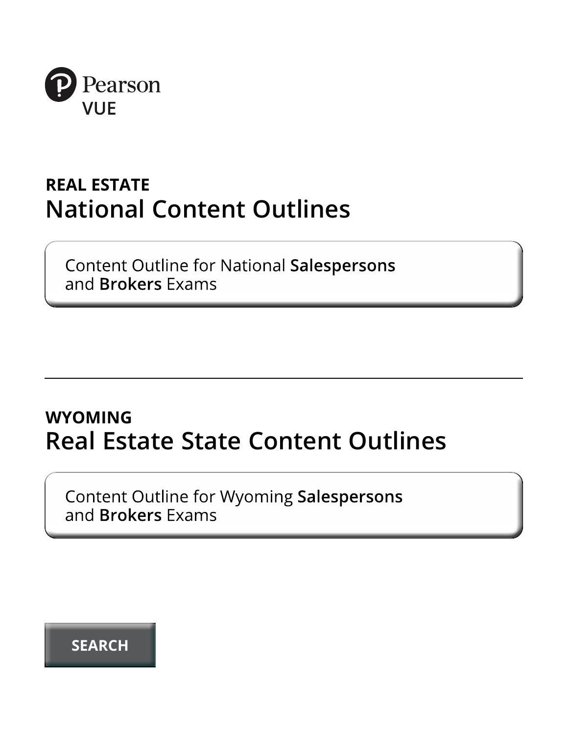Pearson VUE

**REAL ESTATE**

# National Content Outlines

Content Outline for National **Salespersons** and **Brokers** Exams

---

**WYOMING**

# Real Estate State Content Outlines

Content Outline for Wyoming **Salespersons** and **Brokers** Exams

**SEARCH**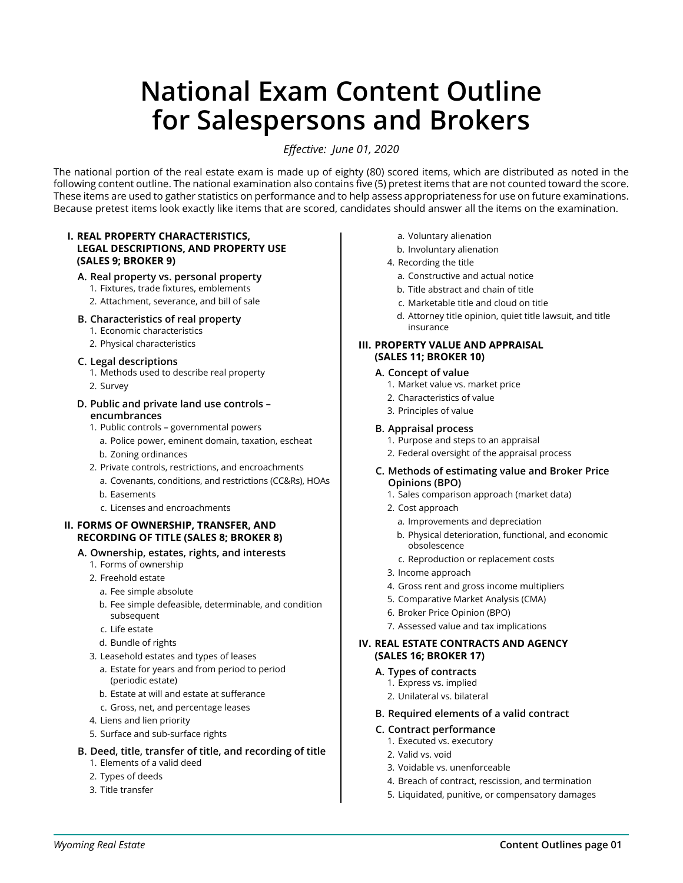# National Exam Content Outline for Salespersons and Brokers

*Effective: June 01, 2020*

The national portion of the real estate exam is made up of eighty (80) scored items, which are distributed as noted in the following content outline. The national examination also contains five (5) pretest items that are not counted toward the score. These items are used to gather statistics on performance and to help assess appropriateness for use on future examinations. Because pretest items look exactly like items that are scored, candidates should answer all the items on the examination.

## I. REAL PROPERTY CHARACTERISTICS, LEGAL DESCRIPTIONS, AND PROPERTY USE (SALES 9; BROKER 9)

### A. Real property vs. personal property
1. Fixtures, trade fixtures, emblements
2. Attachment, severance, and bill of sale

### B. Characteristics of real property
1. Economic characteristics
2. Physical characteristics

### C. Legal descriptions
1. Methods used to describe real property
2. Survey

### D. Public and private land use controls – encumbrances
1. Public controls – governmental powers
   a. Police power, eminent domain, taxation, escheat
   b. Zoning ordinances
2. Private controls, restrictions, and encroachments
   a. Covenants, conditions, and restrictions (CC&Rs), HOAs
   b. Easements
   c. Licenses and encroachments

## II. FORMS OF OWNERSHIP, TRANSFER, AND RECORDING OF TITLE (SALES 8; BROKER 8)

### A. Ownership, estates, rights, and interests
1. Forms of ownership
2. Freehold estate
   a. Fee simple absolute
   b. Fee simple defeasible, determinable, and condition subsequent
   c. Life estate
   d. Bundle of rights
3. Leasehold estates and types of leases
   a. Estate for years and from period to period (periodic estate)
   b. Estate at will and estate at sufferance
   c. Gross, net, and percentage leases
4. Liens and lien priority
5. Surface and sub-surface rights

### B. Deed, title, transfer of title, and recording of title
1. Elements of a valid deed
2. Types of deeds
3. Title transfer
   a. Voluntary alienation
   b. Involuntary alienation
4. Recording the title
   a. Constructive and actual notice
   b. Title abstract and chain of title
   c. Marketable title and cloud on title
   d. Attorney title opinion, quiet title lawsuit, and title insurance

## III. PROPERTY VALUE AND APPRAISAL (SALES 11; BROKER 10)

### A. Concept of value
1. Market value vs. market price
2. Characteristics of value
3. Principles of value

### B. Appraisal process
1. Purpose and steps to an appraisal
2. Federal oversight of the appraisal process

### C. Methods of estimating value and Broker Price Opinions (BPO)
1. Sales comparison approach (market data)
2. Cost approach
   a. Improvements and depreciation
   b. Physical deterioration, functional, and economic obsolescence
   c. Reproduction or replacement costs
3. Income approach
4. Gross rent and gross income multipliers
5. Comparative Market Analysis (CMA)
6. Broker Price Opinion (BPO)
7. Assessed value and tax implications

## IV. REAL ESTATE CONTRACTS AND AGENCY (SALES 16; BROKER 17)

### A. Types of contracts
1. Express vs. implied
2. Unilateral vs. bilateral

### B. Required elements of a valid contract

### C. Contract performance
1. Executed vs. executory
2. Valid vs. void
3. Voidable vs. unenforceable
4. Breach of contract, rescission, and termination
5. Liquidated, punitive, or compensatory damages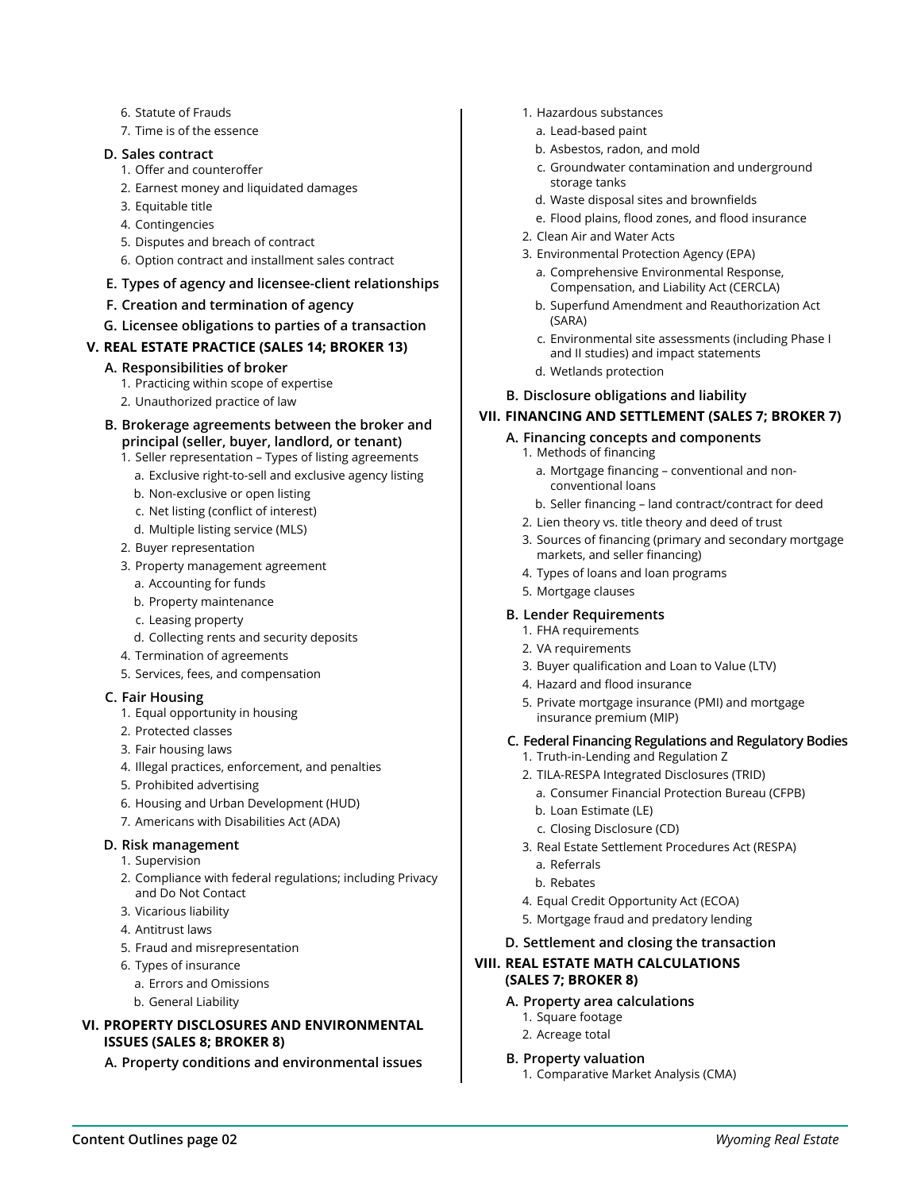6. Statute of Frauds
7. Time is of the essence

**D. Sales contract**

1. Offer and counteroffer
2. Earnest money and liquidated damages
3. Equitable title
4. Contingencies
5. Disputes and breach of contract
6. Option contract and installment sales contract

**E. Types of agency and licensee-client relationships**

**F. Creation and termination of agency**

**G. Licensee obligations to parties of a transaction**

## V. REAL ESTATE PRACTICE (SALES 14; BROKER 13)

**A. Responsibilities of broker**

1. Practicing within scope of expertise
2. Unauthorized practice of law

**B. Brokerage agreements between the broker and principal (seller, buyer, landlord, or tenant)**

1. Seller representation – Types of listing agreements
   a. Exclusive right-to-sell and exclusive agency listing
   b. Non-exclusive or open listing
   c. Net listing (conflict of interest)
   d. Multiple listing service (MLS)
2. Buyer representation
3. Property management agreement
   a. Accounting for funds
   b. Property maintenance
   c. Leasing property
   d. Collecting rents and security deposits
4. Termination of agreements
5. Services, fees, and compensation

**C. Fair Housing**

1. Equal opportunity in housing
2. Protected classes
3. Fair housing laws
4. Illegal practices, enforcement, and penalties
5. Prohibited advertising
6. Housing and Urban Development (HUD)
7. Americans with Disabilities Act (ADA)

**D. Risk management**

1. Supervision
2. Compliance with federal regulations; including Privacy and Do Not Contact
3. Vicarious liability
4. Antitrust laws
5. Fraud and misrepresentation
6. Types of insurance
   a. Errors and Omissions
   b. General Liability

## VI. PROPERTY DISCLOSURES AND ENVIRONMENTAL ISSUES (SALES 8; BROKER 8)

**A. Property conditions and environmental issues**

1. Hazardous substances
   a. Lead-based paint
   b. Asbestos, radon, and mold
   c. Groundwater contamination and underground storage tanks
   d. Waste disposal sites and brownfields
   e. Flood plains, flood zones, and flood insurance
2. Clean Air and Water Acts
3. Environmental Protection Agency (EPA)
   a. Comprehensive Environmental Response, Compensation, and Liability Act (CERCLA)
   b. Superfund Amendment and Reauthorization Act (SARA)
   c. Environmental site assessments (including Phase I and II studies) and impact statements
   d. Wetlands protection

**B. Disclosure obligations and liability**

## VII. FINANCING AND SETTLEMENT (SALES 7; BROKER 7)

**A. Financing concepts and components**

1. Methods of financing
   a. Mortgage financing – conventional and non-conventional loans
   b. Seller financing – land contract/contract for deed
2. Lien theory vs. title theory and deed of trust
3. Sources of financing (primary and secondary mortgage markets, and seller financing)
4. Types of loans and loan programs
5. Mortgage clauses

**B. Lender Requirements**

1. FHA requirements
2. VA requirements
3. Buyer qualification and Loan to Value (LTV)
4. Hazard and flood insurance
5. Private mortgage insurance (PMI) and mortgage insurance premium (MIP)

**C. Federal Financing Regulations and Regulatory Bodies**

1. Truth-in-Lending and Regulation Z
2. TILA-RESPA Integrated Disclosures (TRID)
   a. Consumer Financial Protection Bureau (CFPB)
   b. Loan Estimate (LE)
   c. Closing Disclosure (CD)
3. Real Estate Settlement Procedures Act (RESPA)
   a. Referrals
   b. Rebates
4. Equal Credit Opportunity Act (ECOA)
5. Mortgage fraud and predatory lending

**D. Settlement and closing the transaction**

## VIII. REAL ESTATE MATH CALCULATIONS (SALES 7; BROKER 8)

**A. Property area calculations**

1. Square footage
2. Acreage total

**B. Property valuation**

1. Comparative Market Analysis (CMA)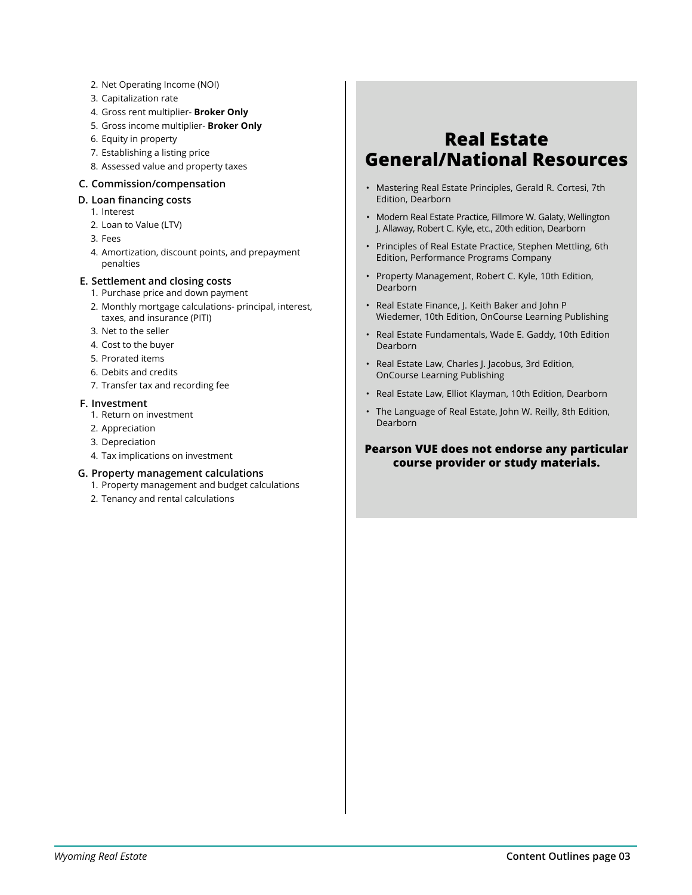2. Net Operating Income (NOI)
3. Capitalization rate
4. Gross rent multiplier- **Broker Only**
5. Gross income multiplier- **Broker Only**
6. Equity in property
7. Establishing a listing price
8. Assessed value and property taxes

**C. Commission/compensation**

**D. Loan financing costs**

1. Interest
2. Loan to Value (LTV)
3. Fees
4. Amortization, discount points, and prepayment penalties

**E. Settlement and closing costs**

1. Purchase price and down payment
2. Monthly mortgage calculations- principal, interest, taxes, and insurance (PITI)
3. Net to the seller
4. Cost to the buyer
5. Prorated items
6. Debits and credits
7. Transfer tax and recording fee

**F. Investment**

1. Return on investment
2. Appreciation
3. Depreciation
4. Tax implications on investment

**G. Property management calculations**

1. Property management and budget calculations
2. Tenancy and rental calculations

## Real Estate General/National Resources

- Mastering Real Estate Principles, Gerald R. Cortesi, 7th Edition, Dearborn
- Modern Real Estate Practice, Fillmore W. Galaty, Wellington J. Allaway, Robert C. Kyle, etc., 20th edition, Dearborn
- Principles of Real Estate Practice, Stephen Mettling, 6th Edition, Performance Programs Company
- Property Management, Robert C. Kyle, 10th Edition, Dearborn
- Real Estate Finance, J. Keith Baker and John P Wiedemer, 10th Edition, OnCourse Learning Publishing
- Real Estate Fundamentals, Wade E. Gaddy, 10th Edition Dearborn
- Real Estate Law, Charles J. Jacobus, 3rd Edition, OnCourse Learning Publishing
- Real Estate Law, Elliot Klayman, 10th Edition, Dearborn
- The Language of Real Estate, John W. Reilly, 8th Edition, Dearborn

**Pearson VUE does not endorse any particular course provider or study materials.**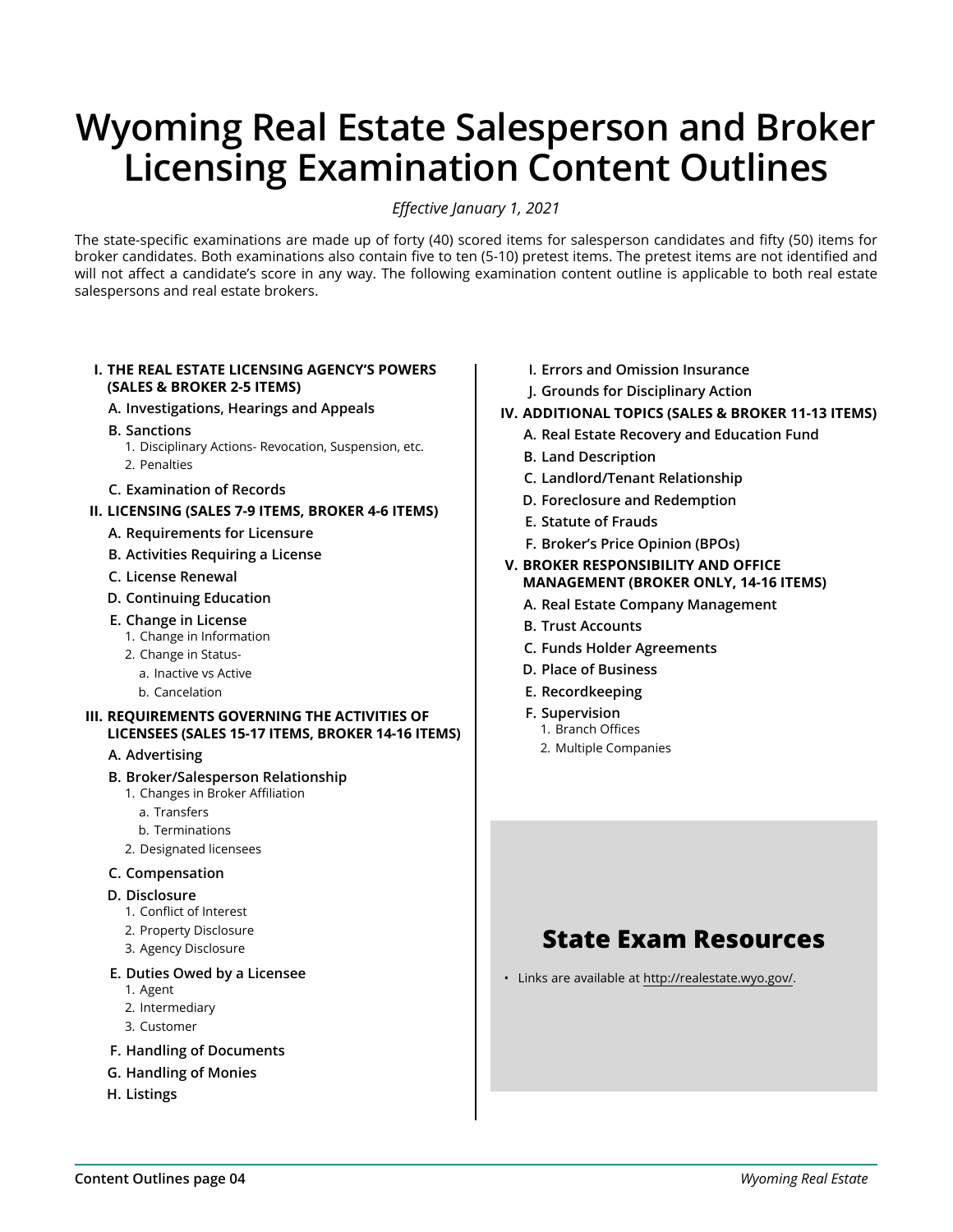# Wyoming Real Estate Salesperson and Broker Licensing Examination Content Outlines

*Effective January 1, 2021*

The state-specific examinations are made up of forty (40) scored items for salesperson candidates and fifty (50) items for broker candidates. Both examinations also contain five to ten (5-10) pretest items. The pretest items are not identified and will not affect a candidate's score in any way. The following examination content outline is applicable to both real estate salespersons and real estate brokers.

**I. THE REAL ESTATE LICENSING AGENCY'S POWERS (SALES & BROKER 2-5 ITEMS)**

- **A. Investigations, Hearings and Appeals**
- **B. Sanctions**
  1. Disciplinary Actions- Revocation, Suspension, etc.
  2. Penalties
- **C. Examination of Records**

**II. LICENSING (SALES 7-9 ITEMS, BROKER 4-6 ITEMS)**

- **A. Requirements for Licensure**
- **B. Activities Requiring a License**
- **C. License Renewal**
- **D. Continuing Education**
- **E. Change in License**
  1. Change in Information
  2. Change in Status-
     - a. Inactive vs Active
     - b. Cancelation

**III. REQUIREMENTS GOVERNING THE ACTIVITIES OF LICENSEES (SALES 15-17 ITEMS, BROKER 14-16 ITEMS)**

- **A. Advertising**
- **B. Broker/Salesperson Relationship**
  1. Changes in Broker Affiliation
     - a. Transfers
     - b. Terminations
  2. Designated licensees
- **C. Compensation**
- **D. Disclosure**
  1. Conflict of Interest
  2. Property Disclosure
  3. Agency Disclosure
- **E. Duties Owed by a Licensee**
  1. Agent
  2. Intermediary
  3. Customer
- **F. Handling of Documents**
- **G. Handling of Monies**
- **H. Listings**
- **I. Errors and Omission Insurance**
- **J. Grounds for Disciplinary Action**

**IV. ADDITIONAL TOPICS (SALES & BROKER 11-13 ITEMS)**

- **A. Real Estate Recovery and Education Fund**
- **B. Land Description**
- **C. Landlord/Tenant Relationship**
- **D. Foreclosure and Redemption**
- **E. Statute of Frauds**
- **F. Broker's Price Opinion (BPOs)**

**V. BROKER RESPONSIBILITY AND OFFICE MANAGEMENT (BROKER ONLY, 14-16 ITEMS)**

- **A. Real Estate Company Management**
- **B. Trust Accounts**
- **C. Funds Holder Agreements**
- **D. Place of Business**
- **E. Recordkeeping**
- **F. Supervision**
  1. Branch Offices
  2. Multiple Companies

## State Exam Resources

- Links are available at http://realestate.wyo.gov/.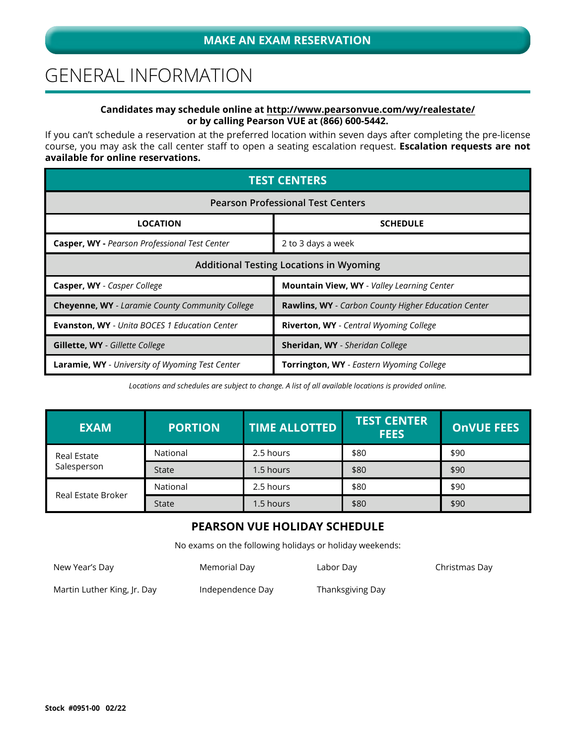## MAKE AN EXAM RESERVATION

# GENERAL INFORMATION

**Candidates may schedule online at http://www.pearsonvue.com/wy/realestate/ or by calling Pearson VUE at (866) 600-5442.**

If you can't schedule a reservation at the preferred location within seven days after completing the pre-license course, you may ask the call center staff to open a seating escalation request. **Escalation requests are not available for online reservations.**

| TEST CENTERS | |
|---|---|
| Pearson Professional Test Centers | |
| **LOCATION** | **SCHEDULE** |
| **Casper, WY -** *Pearson Professional Test Center* | 2 to 3 days a week |
| Additional Testing Locations in Wyoming | |
| **Casper, WY** - *Casper College* | **Mountain View, WY** - *Valley Learning Center* |
| **Cheyenne, WY** - *Laramie County Community College* | **Rawlins, WY** - *Carbon County Higher Education Center* |
| **Evanston, WY** - *Unita BOCES 1 Education Center* | **Riverton, WY** - *Central Wyoming College* |
| **Gillette, WY** - *Gillette College* | **Sheridan, WY** - *Sheridan College* |
| **Laramie, WY** - *University of Wyoming Test Center* | **Torrington, WY** - *Eastern Wyoming College* |

*Locations and schedules are subject to change. A list of all available locations is provided online.*

| EXAM | PORTION | TIME ALLOTTED | TEST CENTER FEES | OnVUE FEES |
|---|---|---|---|---|
| Real Estate Salesperson | National | 2.5 hours | $80 | $90 |
| | State | 1.5 hours | $80 | $90 |
| Real Estate Broker | National | 2.5 hours | $80 | $90 |
| | State | 1.5 hours | $80 | $90 |

### PEARSON VUE HOLIDAY SCHEDULE

No exams on the following holidays or holiday weekends:

- New Year's Day
- Martin Luther King, Jr. Day
- Memorial Day
- Independence Day
- Labor Day
- Thanksgiving Day
- Christmas Day

Stock #0951-00 02/22